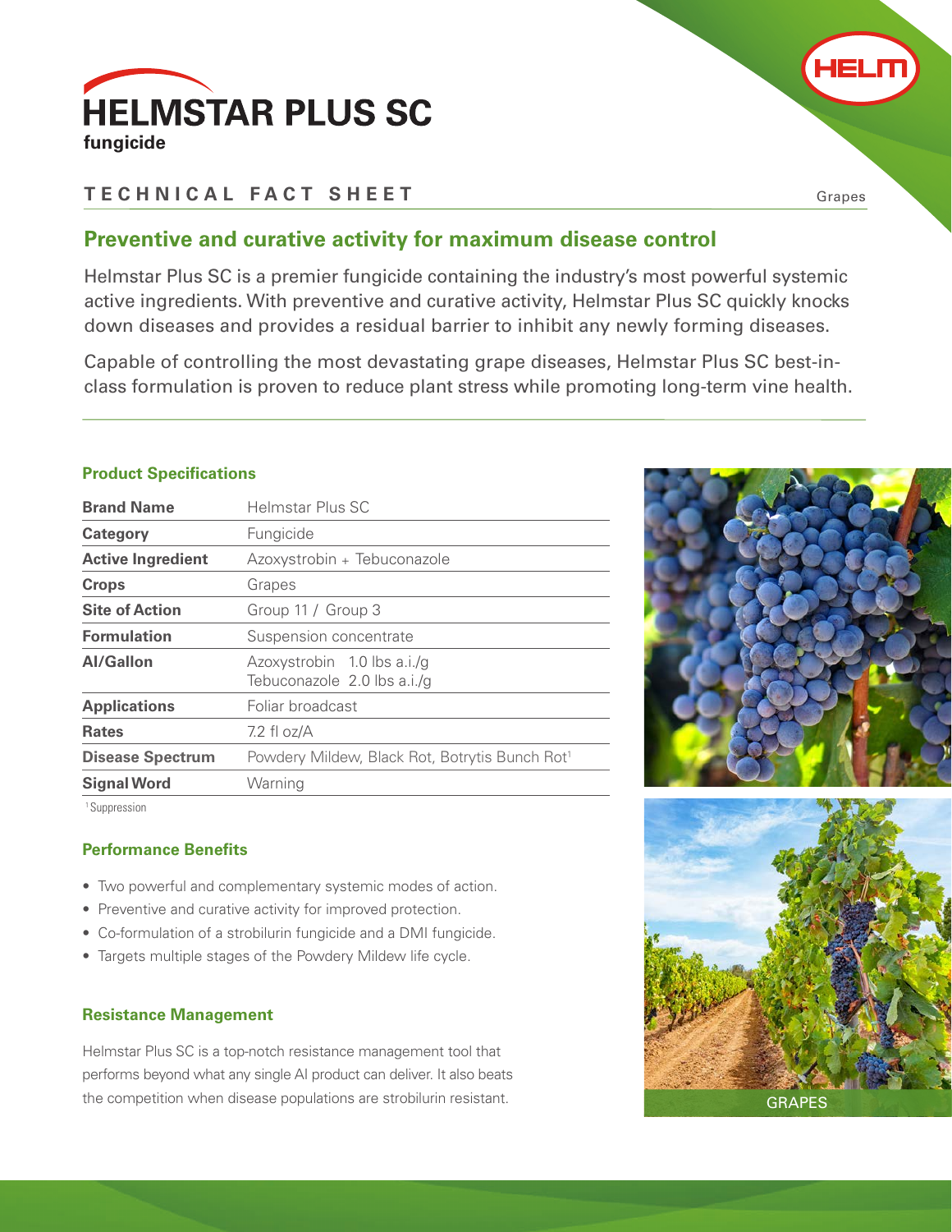# HELMSTAR PLUS SC

**fungicide**

## TECHNICAL FACT SHEET

Grapes

### Preventive and curative activity for maximum disease control

Helmstar Plus SC is a premier fungicide containing the industry's most powerful systemic active ingredients. With preventive and curative activity, Helmstar Plus SC quickly knocks down diseases and provides a residual barrier to inhibit any newly forming diseases.

Capable of controlling the most devastating grape diseases, Helmstar Plus SC best-in-class formulation is proven to reduce plant stress while promoting long-term vine health.

#### Product Specifications

| | |
|---|---|
| **Brand Name** | Helmstar Plus SC |
| **Category** | Fungicide |
| **Active Ingredient** | Azoxystrobin + Tebuconazole |
| **Crops** | Grapes |
| **Site of Action** | Group 11 / Group 3 |
| **Formulation** | Suspension concentrate |
| **AI/Gallon** | Azoxystrobin 1.0 lbs a.i./g<br>Tebuconazole 2.0 lbs a.i./g |
| **Applications** | Foliar broadcast |
| **Rates** | 7.2 fl oz/A |
| **Disease Spectrum** | Powdery Mildew, Black Rot, Botrytis Bunch Rot[1] |
| **Signal Word** | Warning |

[1] Suppression

#### Performance Benefits

- Two powerful and complementary systemic modes of action.
- Preventive and curative activity for improved protection.
- Co-formulation of a strobilurin fungicide and a DMI fungicide.
- Targets multiple stages of the Powdery Mildew life cycle.

#### Resistance Management

Helmstar Plus SC is a top-notch resistance management tool that performs beyond what any single AI product can deliver. It also beats the competition when disease populations are strobilurin resistant.

GRAPES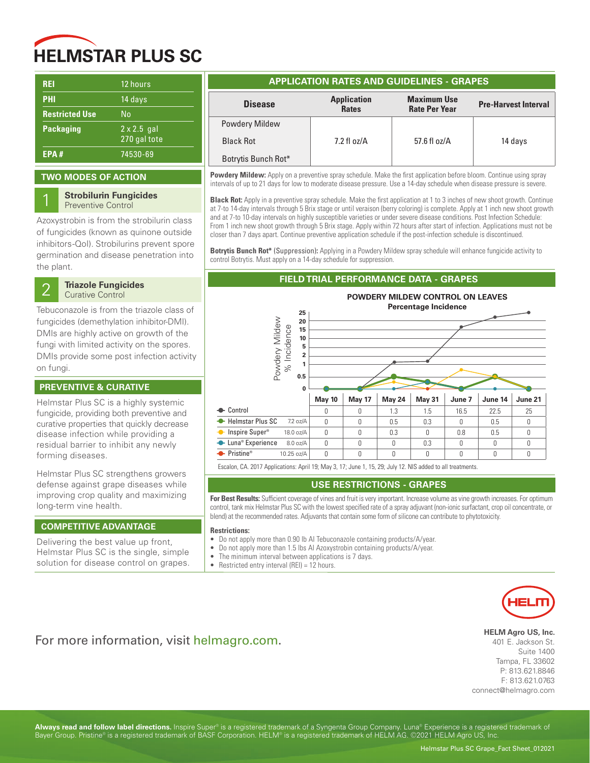# HELMSTAR PLUS SC

| | |
|---|---|
| **REI** | 12 hours |
| **PHI** | 14 days |
| **Restricted Use** | No |
| **Packaging** | 2 x 2.5 gal<br>270 gal tote |
| **EPA #** | 74530-69 |

## TWO MODES OF ACTION

### 1 Strobilurin Fungicides
Preventive Control

Azoxystrobin is from the strobilurin class of fungicides (known as quinone outside inhibitors-QoI). Strobilurins prevent spore germination and disease penetration into the plant.

### 2 Triazole Fungicides
Curative Control

Tebuconazole is from the triazole class of fungicides (demethylation inhibitor-DMI). DMIs are highly active on growth of the fungi with limited activity on the spores. DMIs provide some post infection activity on fungi.

## PREVENTIVE & CURATIVE

Helmstar Plus SC is a highly systemic fungicide, providing both preventive and curative properties that quickly decrease disease infection while providing a residual barrier to inhibit any newly forming diseases.

Helmstar Plus SC strengthens growers defense against grape diseases while improving crop quality and maximizing long-term vine health.

## COMPETITIVE ADVANTAGE

Delivering the best value up front, Helmstar Plus SC is the single, simple solution for disease control on grapes.

## APPLICATION RATES AND GUIDELINES - GRAPES

| Disease | Application Rates | Maximum Use Rate Per Year | Pre-Harvest Interval |
|---|---|---|---|
| Powdery Mildew<br>Black Rot<br>Botrytis Bunch Rot* | 7.2 fl oz/A | 57.6 fl oz/A | 14 days |

**Powdery Mildew:** Apply on a preventive spray schedule. Make the first application before bloom. Continue using spray intervals of up to 21 days for low to moderate disease pressure. Use a 14-day schedule when disease pressure is severe.

**Black Rot:** Apply in a preventive spray schedule. Make the first application at 1 to 3 inches of new shoot growth. Continue at 7-to 14-day intervals through 5 Brix stage or until veraison (berry coloring) is complete. Apply at 1 inch new shoot growth and at 7-to 10-day intervals on highly susceptible varieties or under severe disease conditions. Post Infection Schedule: From 1 inch new shoot growth through 5 Brix stage. Apply within 72 hours after start of infection. Applications must not be closer than 7 days apart. Continue preventive application schedule if the post-infection schedule is discontinued.

**Botrytis Bunch Rot* (Suppression):** Applying in a Powdery Mildew spray schedule will enhance fungicide activity to control Botrytis. Must apply on a 14-day schedule for suppression.

## FIELD TRIAL PERFORMANCE DATA - GRAPES

POWDERY MILDEW CONTROL ON LEAVES

Percentage Incidence

Powdery Mildew % Incidence

25, 20, 15, 10, 5, 2, 1, 0.5, 0

| | | May 10 | May 17 | May 24 | May 31 | June 7 | June 14 | June 21 |
|---|---|---|---|---|---|---|---|---|
| Control | | 0 | 0 | 1.3 | 1.5 | 16.5 | 22.5 | 25 |
| Helmstar Plus SC | 7.2 oz/A | 0 | 0 | 0.5 | 0.3 | 0 | 0.5 | 0 |
| Inspire Super® | 18.0 oz/A | 0 | 0 | 0.3 | 0 | 0.8 | 0.5 | 0 |
| Luna® Experience | 8.0 oz/A | 0 | 0 | 0 | 0.3 | 0 | 0 | 0 |
| Pristine® | 10.25 oz/A | 0 | 0 | 0 | 0 | 0 | 0 | 0 |

Escalon, CA. 2017 Applications: April 19; May 3, 17; June 1, 15, 29; July 12. NIS added to all treatments.

## USE RESTRICTIONS - GRAPES

**For Best Results:** Sufficient coverage of vines and fruit is very important. Increase volume as vine growth increases. For optimum control, tank mix Helmstar Plus SC with the lowest specified rate of a spray adjuvant (non-ionic surfactant, crop oil concentrate, or blend) at the recommended rates. Adjuvants that contain some form of silicone can contribute to phytotoxicity.

**Restrictions:**

- Do not apply more than 0.90 lb AI Tebuconazole containing products/A/year.
- Do not apply more than 1.5 lbs AI Azoxystrobin containing products/A/year.
- The minimum interval between applications is 7 days.
- Restricted entry interval (REI) = 12 hours.

For more information, visit helmagro.com.

HELM

**HELM Agro US, Inc.**
401 E. Jackson St.
Suite 1400
Tampa, FL 33602
P: 813.621.8846
F: 813.621.0763
connect@helmagro.com

**Always read and follow label directions.** Inspire Super® is a registered trademark of a Syngenta Group Company. Luna® Experience is a registered trademark of Bayer Group. Pristine® is a registered trademark of BASF Corporation. HELM® is a registered trademark of HELM AG. ©2021 HELM Agro US, Inc.

Helmstar Plus SC Grape_Fact Sheet_012021